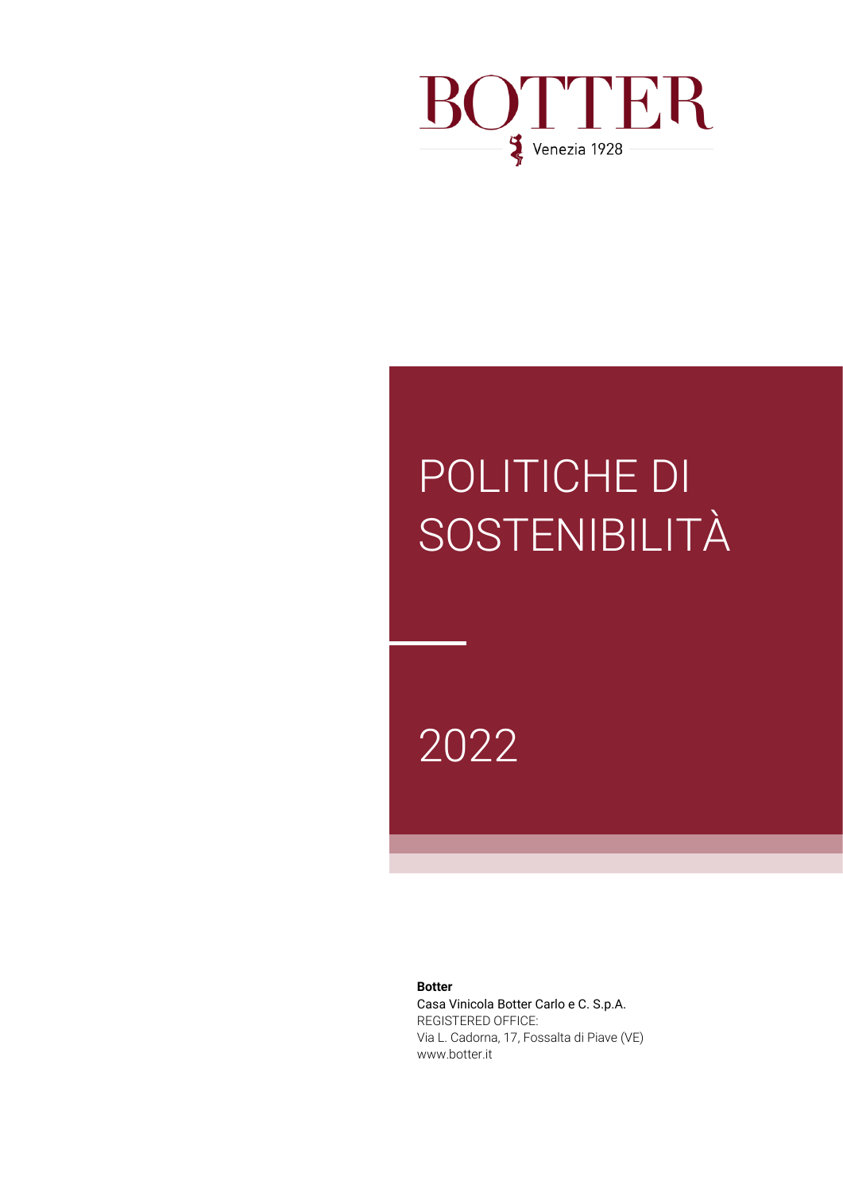BOTTER

Venezia 1928

# POLITICHE DI SOSTENIBILITÀ

2022

**Botter**
Casa Vinicola Botter Carlo e C. S.p.A.
REGISTERED OFFICE:
Via L. Cadorna, 17, Fossalta di Piave (VE)
www.botter.it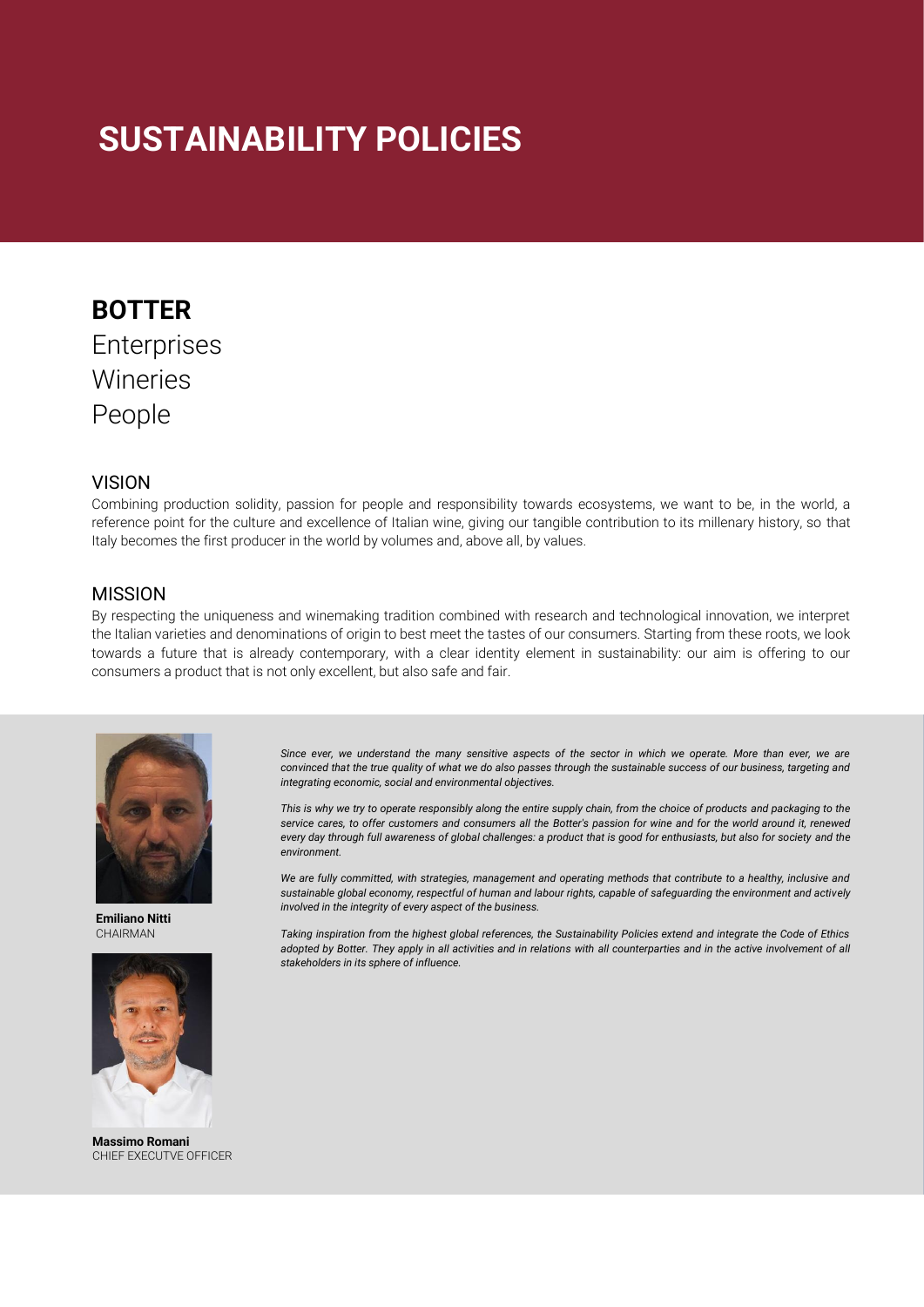# SUSTAINABILITY POLICIES

**BOTTER**
Enterprises
Wineries
People

## VISION

Combining production solidity, passion for people and responsibility towards ecosystems, we want to be, in the world, a reference point for the culture and excellence of Italian wine, giving our tangible contribution to its millenary history, so that Italy becomes the first producer in the world by volumes and, above all, by values.

## MISSION

By respecting the uniqueness and winemaking tradition combined with research and technological innovation, we interpret the Italian varieties and denominations of origin to best meet the tastes of our consumers. Starting from these roots, we look towards a future that is already contemporary, with a clear identity element in sustainability: our aim is offering to our consumers a product that is not only excellent, but also safe and fair.

*Since ever, we understand the many sensitive aspects of the sector in which we operate. More than ever, we are convinced that the true quality of what we do also passes through the sustainable success of our business, targeting and integrating economic, social and environmental objectives.*

*This is why we try to operate responsibly along the entire supply chain, from the choice of products and packaging to the service cares, to offer customers and consumers all the Botter's passion for wine and for the world around it, renewed every day through full awareness of global challenges: a product that is good for enthusiasts, but also for society and the environment.*

*We are fully committed, with strategies, management and operating methods that contribute to a healthy, inclusive and sustainable global economy, respectful of human and labour rights, capable of safeguarding the environment and actively involved in the integrity of every aspect of the business.*

*Taking inspiration from the highest global references, the Sustainability Policies extend and integrate the Code of Ethics adopted by Botter. They apply in all activities and in relations with all counterparties and in the active involvement of all stakeholders in its sphere of influence.*

**Emiliano Nitti**
CHAIRMAN

**Massimo Romani**
CHIEF EXECUTVE OFFICER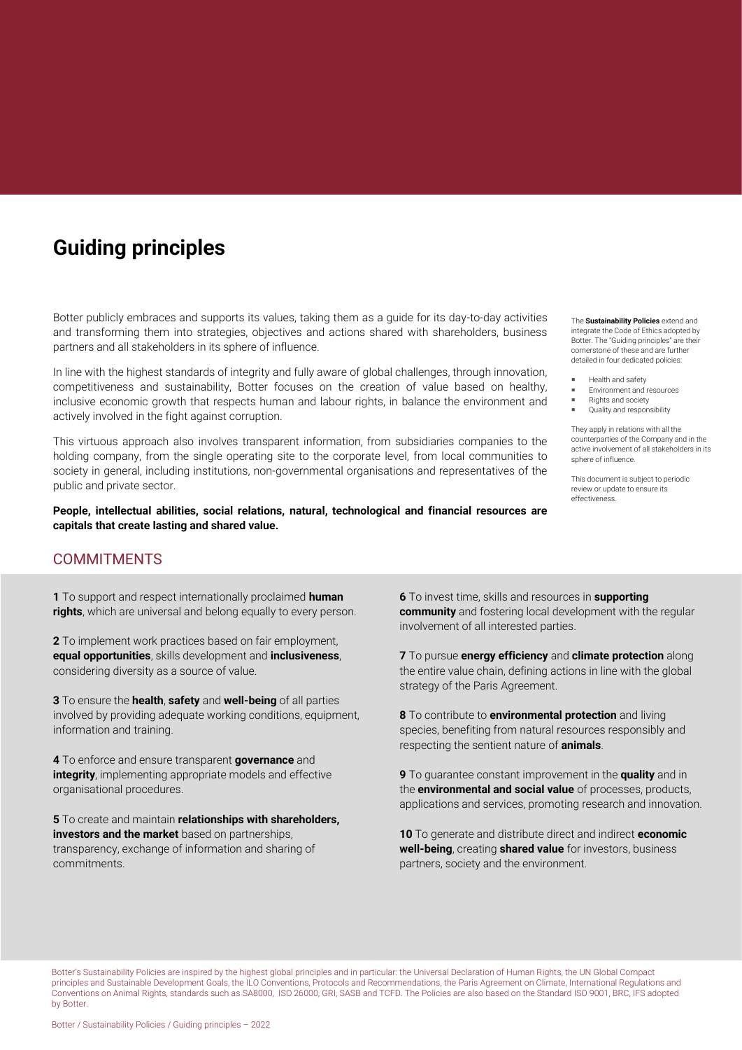# Guiding principles

Botter publicly embraces and supports its values, taking them as a guide for its day-to-day activities and transforming them into strategies, objectives and actions shared with shareholders, business partners and all stakeholders in its sphere of influence.

In line with the highest standards of integrity and fully aware of global challenges, through innovation, competitiveness and sustainability, Botter focuses on the creation of value based on healthy, inclusive economic growth that respects human and labour rights, in balance the environment and actively involved in the fight against corruption.

This virtuous approach also involves transparent information, from subsidiaries companies to the holding company, from the single operating site to the corporate level, from local communities to society in general, including institutions, non-governmental organisations and representatives of the public and private sector.

**People, intellectual abilities, social relations, natural, technological and financial resources are capitals that create lasting and shared value.**

The **Sustainability Policies** extend and integrate the Code of Ethics adopted by Botter. The "Guiding principles" are their cornerstone of these and are further detailed in four dedicated policies:

- Health and safety
- Environment and resources
- Rights and society
- Quality and responsibility

They apply in relations with all the counterparties of the Company and in the active involvement of all stakeholders in its sphere of influence.

This document is subject to periodic review or update to ensure its effectiveness.

## COMMITMENTS

**1** To support and respect internationally proclaimed **human rights**, which are universal and belong equally to every person.

**2** To implement work practices based on fair employment, **equal opportunities**, skills development and **inclusiveness**, considering diversity as a source of value.

**3** To ensure the **health**, **safety** and **well-being** of all parties involved by providing adequate working conditions, equipment, information and training.

**4** To enforce and ensure transparent **governance** and **integrity**, implementing appropriate models and effective organisational procedures.

**5** To create and maintain **relationships with shareholders, investors and the market** based on partnerships, transparency, exchange of information and sharing of commitments.

**6** To invest time, skills and resources in **supporting community** and fostering local development with the regular involvement of all interested parties.

**7** To pursue **energy efficiency** and **climate protection** along the entire value chain, defining actions in line with the global strategy of the Paris Agreement.

**8** To contribute to **environmental protection** and living species, benefiting from natural resources responsibly and respecting the sentient nature of **animals**.

**9** To guarantee constant improvement in the **quality** and in the **environmental and social value** of processes, products, applications and services, promoting research and innovation.

**10** To generate and distribute direct and indirect **economic well-being**, creating **shared value** for investors, business partners, society and the environment.

Botter's Sustainability Policies are inspired by the highest global principles and in particular: the Universal Declaration of Human Rights, the UN Global Compact principles and Sustainable Development Goals, the ILO Conventions, Protocols and Recommendations, the Paris Agreement on Climate, International Regulations and Conventions on Animal Rights, standards such as SA8000, ISO 26000, GRI, SASB and TCFD. The Policies are also based on the Standard ISO 9001, BRC, IFS adopted by Botter.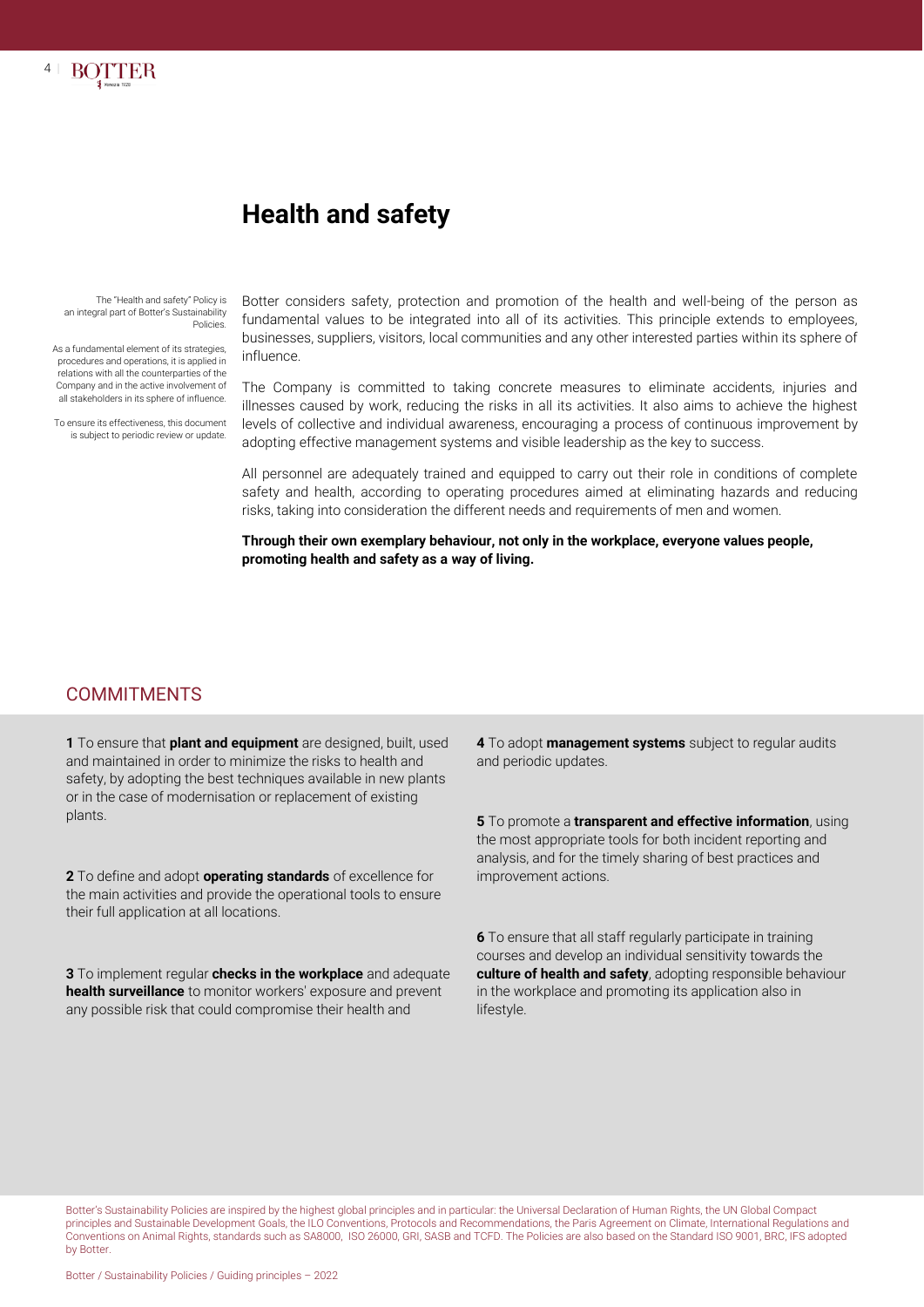# Health and safety

The "Health and safety" Policy is an integral part of Botter's Sustainability Policies.

As a fundamental element of its strategies, procedures and operations, it is applied in relations with all the counterparties of the Company and in the active involvement of all stakeholders in its sphere of influence.

To ensure its effectiveness, this document is subject to periodic review or update.

Botter considers safety, protection and promotion of the health and well-being of the person as fundamental values to be integrated into all of its activities. This principle extends to employees, businesses, suppliers, visitors, local communities and any other interested parties within its sphere of influence.

The Company is committed to taking concrete measures to eliminate accidents, injuries and illnesses caused by work, reducing the risks in all its activities. It also aims to achieve the highest levels of collective and individual awareness, encouraging a process of continuous improvement by adopting effective management systems and visible leadership as the key to success.

All personnel are adequately trained and equipped to carry out their role in conditions of complete safety and health, according to operating procedures aimed at eliminating hazards and reducing risks, taking into consideration the different needs and requirements of men and women.

**Through their own exemplary behaviour, not only in the workplace, everyone values people, promoting health and safety as a way of living.**

## COMMITMENTS

**1** To ensure that **plant and equipment** are designed, built, used and maintained in order to minimize the risks to health and safety, by adopting the best techniques available in new plants or in the case of modernisation or replacement of existing plants.

**2** To define and adopt **operating standards** of excellence for the main activities and provide the operational tools to ensure their full application at all locations.

**3** To implement regular **checks in the workplace** and adequate **health surveillance** to monitor workers' exposure and prevent any possible risk that could compromise their health and

**4** To adopt **management systems** subject to regular audits and periodic updates.

**5** To promote a **transparent and effective information**, using the most appropriate tools for both incident reporting and analysis, and for the timely sharing of best practices and improvement actions.

**6** To ensure that all staff regularly participate in training courses and develop an individual sensitivity towards the **culture of health and safety**, adopting responsible behaviour in the workplace and promoting its application also in lifestyle.

Botter's Sustainability Policies are inspired by the highest global principles and in particular: the Universal Declaration of Human Rights, the UN Global Compact principles and Sustainable Development Goals, the ILO Conventions, Protocols and Recommendations, the Paris Agreement on Climate, International Regulations and Conventions on Animal Rights, standards such as SA8000, ISO 26000, GRI, SASB and TCFD. The Policies are also based on the Standard ISO 9001, BRC, IFS adopted by Botter.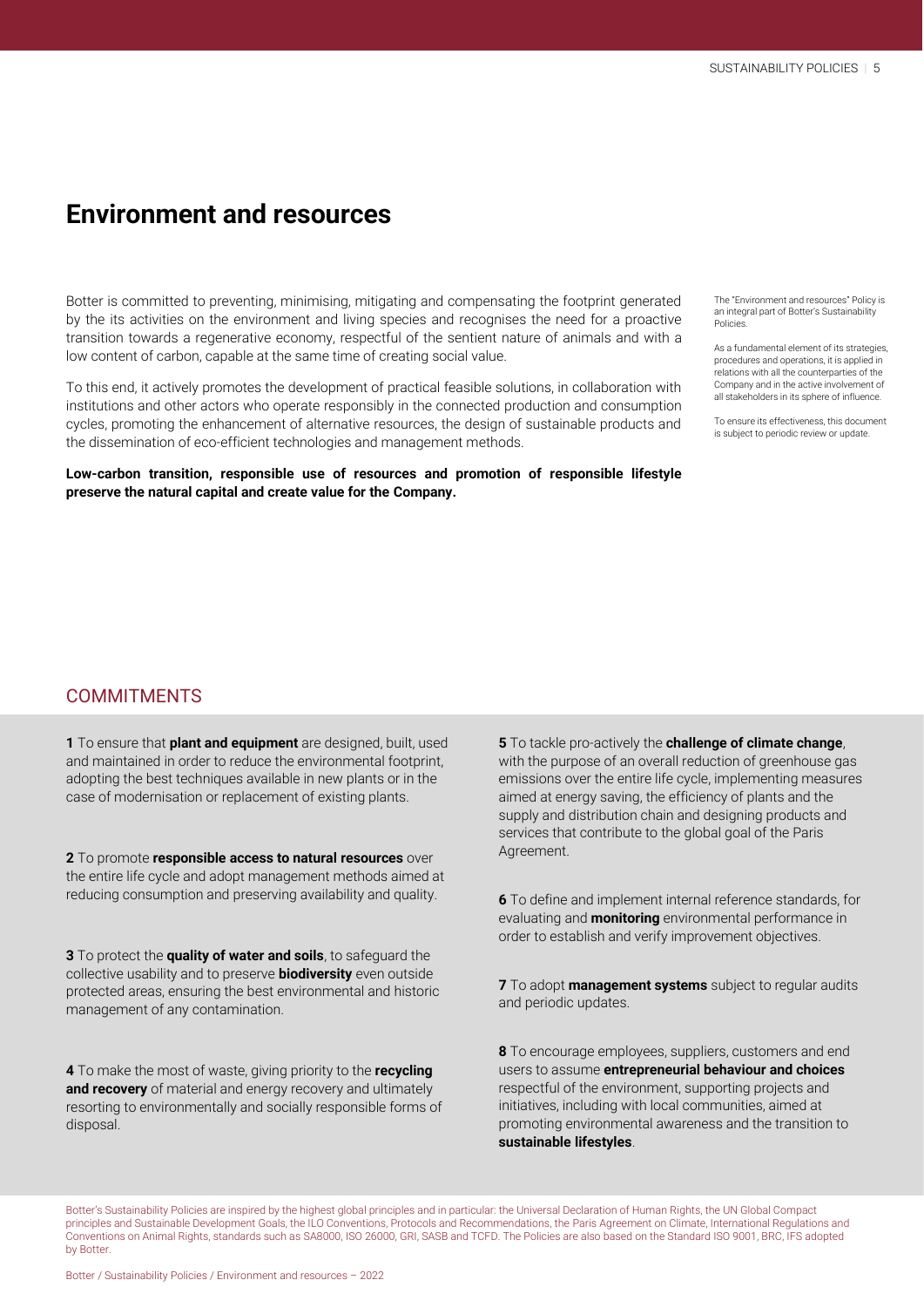# Environment and resources

Botter is committed to preventing, minimising, mitigating and compensating the footprint generated by the its activities on the environment and living species and recognises the need for a proactive transition towards a regenerative economy, respectful of the sentient nature of animals and with a low content of carbon, capable at the same time of creating social value.

To this end, it actively promotes the development of practical feasible solutions, in collaboration with institutions and other actors who operate responsibly in the connected production and consumption cycles, promoting the enhancement of alternative resources, the design of sustainable products and the dissemination of eco-efficient technologies and management methods.

**Low-carbon transition, responsible use of resources and promotion of responsible lifestyle preserve the natural capital and create value for the Company.**

The "Environment and resources" Policy is an integral part of Botter's Sustainability Policies.

As a fundamental element of its strategies, procedures and operations, it is applied in relations with all the counterparties of the Company and in the active involvement of all stakeholders in its sphere of influence.

To ensure its effectiveness, this document is subject to periodic review or update.

## COMMITMENTS

**1** To ensure that **plant and equipment** are designed, built, used and maintained in order to reduce the environmental footprint, adopting the best techniques available in new plants or in the case of modernisation or replacement of existing plants.

**2** To promote **responsible access to natural resources** over the entire life cycle and adopt management methods aimed at reducing consumption and preserving availability and quality.

**3** To protect the **quality of water and soils**, to safeguard the collective usability and to preserve **biodiversity** even outside protected areas, ensuring the best environmental and historic management of any contamination.

**4** To make the most of waste, giving priority to the **recycling and recovery** of material and energy recovery and ultimately resorting to environmentally and socially responsible forms of disposal.

**5** To tackle pro-actively the **challenge of climate change**, with the purpose of an overall reduction of greenhouse gas emissions over the entire life cycle, implementing measures aimed at energy saving, the efficiency of plants and the supply and distribution chain and designing products and services that contribute to the global goal of the Paris Agreement.

**6** To define and implement internal reference standards, for evaluating and **monitoring** environmental performance in order to establish and verify improvement objectives.

**7** To adopt **management systems** subject to regular audits and periodic updates.

**8** To encourage employees, suppliers, customers and end users to assume **entrepreneurial behaviour and choices** respectful of the environment, supporting projects and initiatives, including with local communities, aimed at promoting environmental awareness and the transition to **sustainable lifestyles**.

Botter's Sustainability Policies are inspired by the highest global principles and in particular: the Universal Declaration of Human Rights, the UN Global Compact principles and Sustainable Development Goals, the ILO Conventions, Protocols and Recommendations, the Paris Agreement on Climate, International Regulations and Conventions on Animal Rights, standards such as SA8000, ISO 26000, GRI, SASB and TCFD. The Policies are also based on the Standard ISO 9001, BRC, IFS adopted by Botter.

Botter / Sustainability Policies / Environment and resources – 2022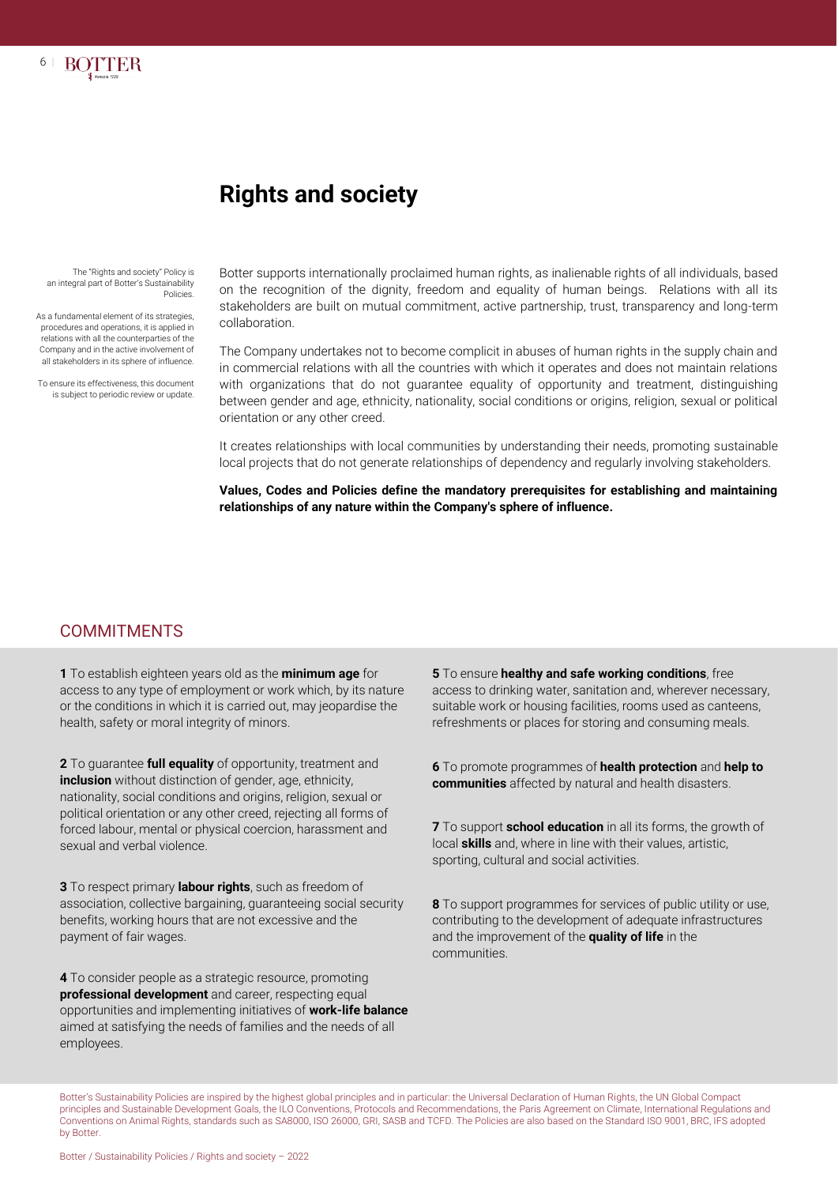# Rights and society

The "Rights and society" Policy is an integral part of Botter's Sustainability Policies.

As a fundamental element of its strategies, procedures and operations, it is applied in relations with all the counterparties of the Company and in the active involvement of all stakeholders in its sphere of influence.

To ensure its effectiveness, this document is subject to periodic review or update.

Botter supports internationally proclaimed human rights, as inalienable rights of all individuals, based on the recognition of the dignity, freedom and equality of human beings. Relations with all its stakeholders are built on mutual commitment, active partnership, trust, transparency and long-term collaboration.

The Company undertakes not to become complicit in abuses of human rights in the supply chain and in commercial relations with all the countries with which it operates and does not maintain relations with organizations that do not guarantee equality of opportunity and treatment, distinguishing between gender and age, ethnicity, nationality, social conditions or origins, religion, sexual or political orientation or any other creed.

It creates relationships with local communities by understanding their needs, promoting sustainable local projects that do not generate relationships of dependency and regularly involving stakeholders.

**Values, Codes and Policies define the mandatory prerequisites for establishing and maintaining relationships of any nature within the Company's sphere of influence.**

## COMMITMENTS

**1** To establish eighteen years old as the **minimum age** for access to any type of employment or work which, by its nature or the conditions in which it is carried out, may jeopardise the health, safety or moral integrity of minors.

**2** To guarantee **full equality** of opportunity, treatment and **inclusion** without distinction of gender, age, ethnicity, nationality, social conditions and origins, religion, sexual or political orientation or any other creed, rejecting all forms of forced labour, mental or physical coercion, harassment and sexual and verbal violence.

**3** To respect primary **labour rights**, such as freedom of association, collective bargaining, guaranteeing social security benefits, working hours that are not excessive and the payment of fair wages.

**4** To consider people as a strategic resource, promoting **professional development** and career, respecting equal opportunities and implementing initiatives of **work-life balance** aimed at satisfying the needs of families and the needs of all employees.

**5** To ensure **healthy and safe working conditions**, free access to drinking water, sanitation and, wherever necessary, suitable work or housing facilities, rooms used as canteens, refreshments or places for storing and consuming meals.

**6** To promote programmes of **health protection** and **help to communities** affected by natural and health disasters.

**7** To support **school education** in all its forms, the growth of local **skills** and, where in line with their values, artistic, sporting, cultural and social activities.

**8** To support programmes for services of public utility or use, contributing to the development of adequate infrastructures and the improvement of the **quality of life** in the communities.

Botter's Sustainability Policies are inspired by the highest global principles and in particular: the Universal Declaration of Human Rights, the UN Global Compact principles and Sustainable Development Goals, the ILO Conventions, Protocols and Recommendations, the Paris Agreement on Climate, International Regulations and Conventions on Animal Rights, standards such as SA8000, ISO 26000, GRI, SASB and TCFD. The Policies are also based on the Standard ISO 9001, BRC, IFS adopted by Botter.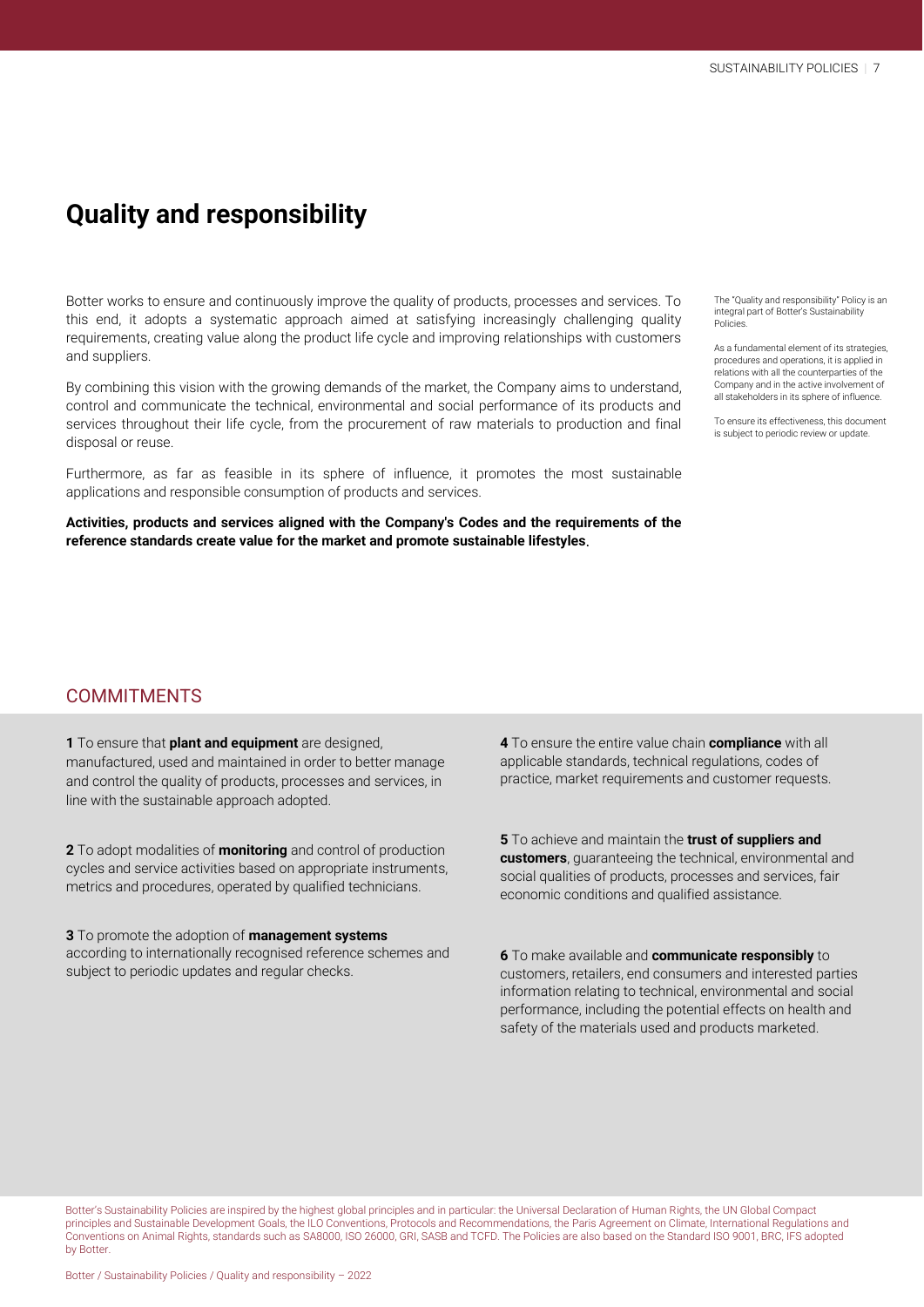# Quality and responsibility

Botter works to ensure and continuously improve the quality of products, processes and services. To this end, it adopts a systematic approach aimed at satisfying increasingly challenging quality requirements, creating value along the product life cycle and improving relationships with customers and suppliers.

By combining this vision with the growing demands of the market, the Company aims to understand, control and communicate the technical, environmental and social performance of its products and services throughout their life cycle, from the procurement of raw materials to production and final disposal or reuse.

Furthermore, as far as feasible in its sphere of influence, it promotes the most sustainable applications and responsible consumption of products and services.

**Activities, products and services aligned with the Company's Codes and the requirements of the reference standards create value for the market and promote sustainable lifestyles**.

The "Quality and responsibility" Policy is an integral part of Botter's Sustainability Policies.

As a fundamental element of its strategies, procedures and operations, it is applied in relations with all the counterparties of the Company and in the active involvement of all stakeholders in its sphere of influence.

To ensure its effectiveness, this document is subject to periodic review or update.

## COMMITMENTS

**1** To ensure that **plant and equipment** are designed, manufactured, used and maintained in order to better manage and control the quality of products, processes and services, in line with the sustainable approach adopted.

**2** To adopt modalities of **monitoring** and control of production cycles and service activities based on appropriate instruments, metrics and procedures, operated by qualified technicians.

**3** To promote the adoption of **management systems** according to internationally recognised reference schemes and subject to periodic updates and regular checks.

**4** To ensure the entire value chain **compliance** with all applicable standards, technical regulations, codes of practice, market requirements and customer requests.

**5** To achieve and maintain the **trust of suppliers and customers**, guaranteeing the technical, environmental and social qualities of products, processes and services, fair economic conditions and qualified assistance.

**6** To make available and **communicate responsibly** to customers, retailers, end consumers and interested parties information relating to technical, environmental and social performance, including the potential effects on health and safety of the materials used and products marketed.

Botter's Sustainability Policies are inspired by the highest global principles and in particular: the Universal Declaration of Human Rights, the UN Global Compact principles and Sustainable Development Goals, the ILO Conventions, Protocols and Recommendations, the Paris Agreement on Climate, International Regulations and Conventions on Animal Rights, standards such as SA8000, ISO 26000, GRI, SASB and TCFD. The Policies are also based on the Standard ISO 9001, BRC, IFS adopted by Botter.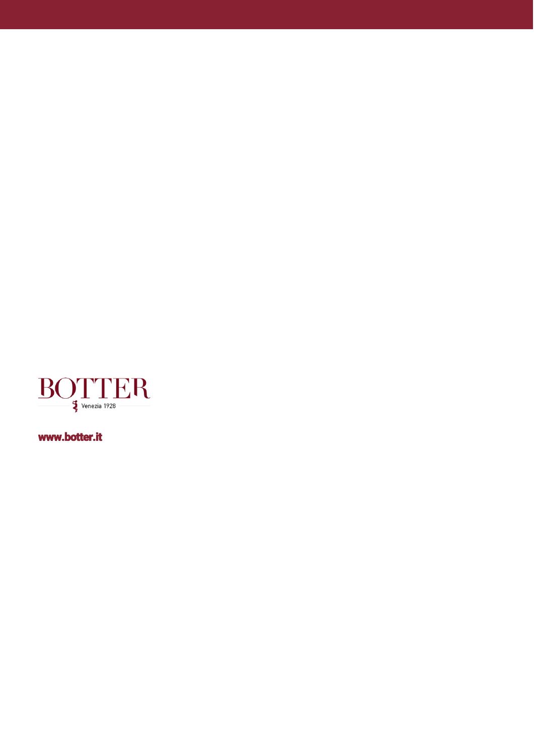BOTTER

Venezia 1928

**www.botter.it**